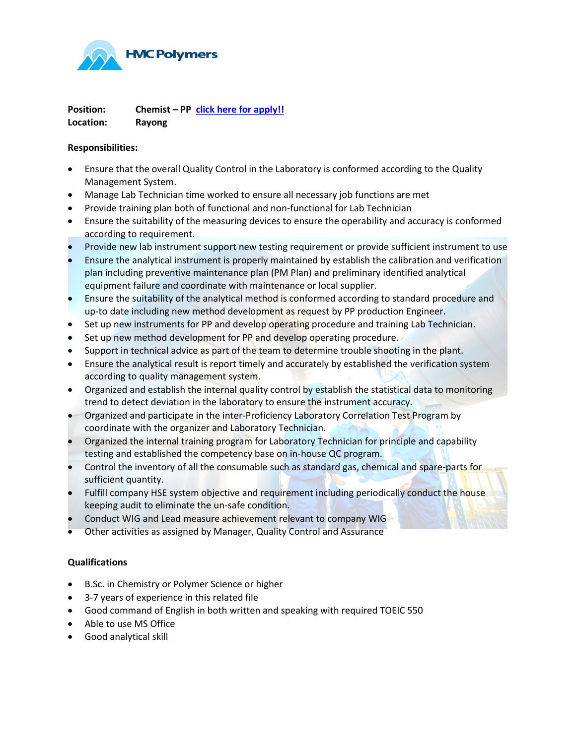HMC Polymers

**Position:** Chemist – PP [click here for apply!!]()
**Location:** Rayong

**Responsibilities:**

- Ensure that the overall Quality Control in the Laboratory is conformed according to the Quality Management System.
- Manage Lab Technician time worked to ensure all necessary job functions are met
- Provide training plan both of functional and non-functional for Lab Technician
- Ensure the suitability of the measuring devices to ensure the operability and accuracy is conformed according to requirement.
- Provide new lab instrument support new testing requirement or provide sufficient instrument to use
- Ensure the analytical instrument is properly maintained by establish the calibration and verification plan including preventive maintenance plan (PM Plan) and preliminary identified analytical equipment failure and coordinate with maintenance or local supplier.
- Ensure the suitability of the analytical method is conformed according to standard procedure and up-to date including new method development as request by PP production Engineer.
- Set up new instruments for PP and develop operating procedure and training Lab Technician.
- Set up new method development for PP and develop operating procedure.
- Support in technical advice as part of the team to determine trouble shooting in the plant.
- Ensure the analytical result is report timely and accurately by established the verification system according to quality management system.
- Organized and establish the internal quality control by establish the statistical data to monitoring trend to detect deviation in the laboratory to ensure the instrument accuracy.
- Organized and participate in the inter-Proficiency Laboratory Correlation Test Program by coordinate with the organizer and Laboratory Technician.
- Organized the internal training program for Laboratory Technician for principle and capability testing and established the competency base on in-house QC program.
- Control the inventory of all the consumable such as standard gas, chemical and spare-parts for sufficient quantity.
- Fulfill company HSE system objective and requirement including periodically conduct the house keeping audit to eliminate the un-safe condition.
- Conduct WIG and Lead measure achievement relevant to company WIG
- Other activities as assigned by Manager, Quality Control and Assurance

**Qualifications**

- B.Sc. in Chemistry or Polymer Science or higher
- 3-7 years of experience in this related file
- Good command of English in both written and speaking with required TOEIC 550
- Able to use MS Office
- Good analytical skill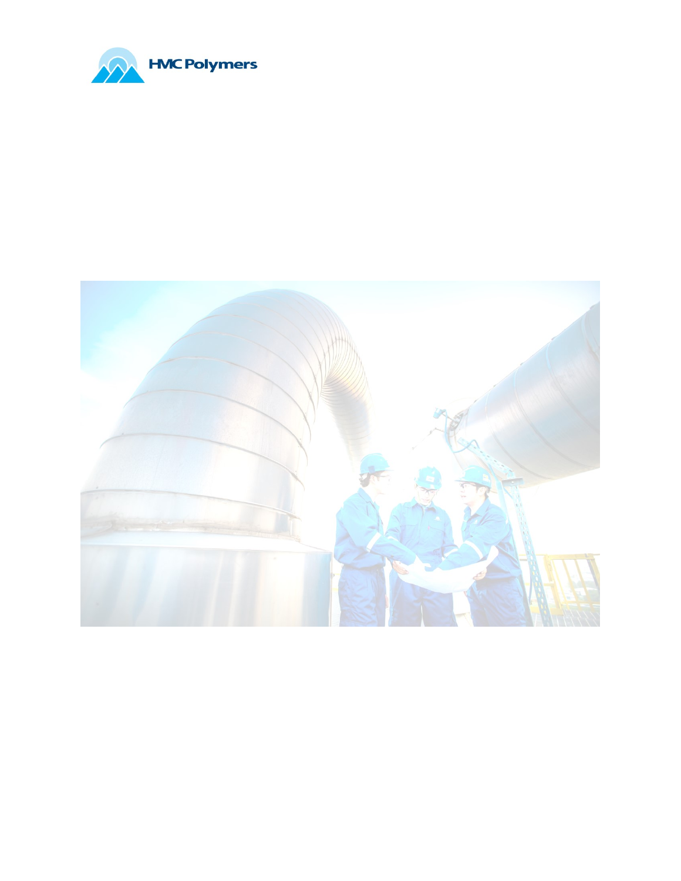HMC Polymers